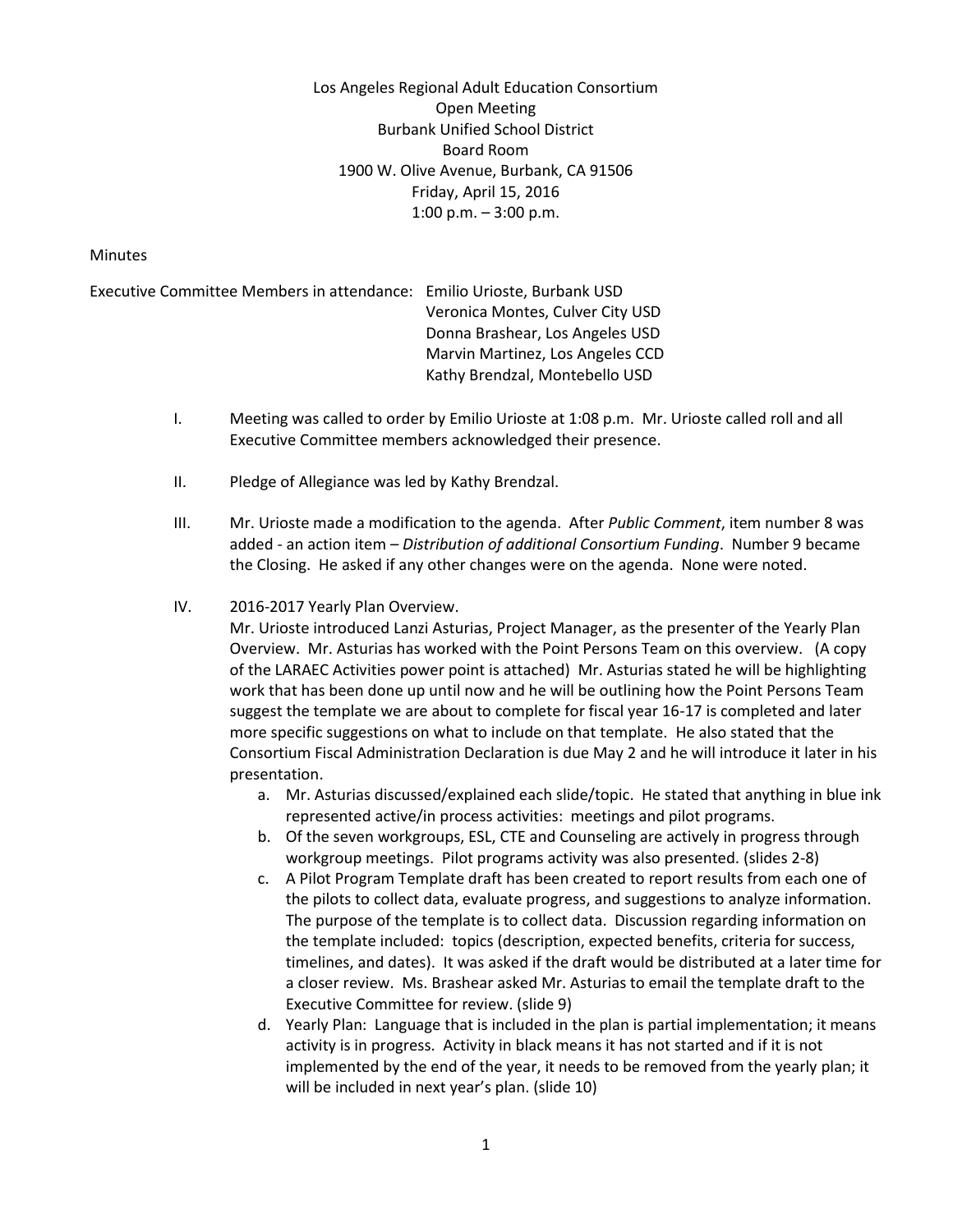Los Angeles Regional Adult Education Consortium
Open Meeting
Burbank Unified School District
Board Room
1900 W. Olive Avenue, Burbank, CA 91506
Friday, April 15, 2016
1:00 p.m. – 3:00 p.m.

Minutes

Executive Committee Members in attendance:
- Emilio Urioste, Burbank USD
- Veronica Montes, Culver City USD
- Donna Brashear, Los Angeles USD
- Marvin Martinez, Los Angeles CCD
- Kathy Brendzal, Montebello USD

I. Meeting was called to order by Emilio Urioste at 1:08 p.m. Mr. Urioste called roll and all Executive Committee members acknowledged their presence.

II. Pledge of Allegiance was led by Kathy Brendzal.

III. Mr. Urioste made a modification to the agenda. After *Public Comment*, item number 8 was added - an action item – *Distribution of additional Consortium Funding*. Number 9 became the Closing. He asked if any other changes were on the agenda. None were noted.

IV. 2016-2017 Yearly Plan Overview.
Mr. Urioste introduced Lanzi Asturias, Project Manager, as the presenter of the Yearly Plan Overview. Mr. Asturias has worked with the Point Persons Team on this overview. (A copy of the LARAEC Activities power point is attached) Mr. Asturias stated he will be highlighting work that has been done up until now and he will be outlining how the Point Persons Team suggest the template we are about to complete for fiscal year 16-17 is completed and later more specific suggestions on what to include on that template. He also stated that the Consortium Fiscal Administration Declaration is due May 2 and he will introduce it later in his presentation.

   a. Mr. Asturias discussed/explained each slide/topic. He stated that anything in blue ink represented active/in process activities: meetings and pilot programs.
   b. Of the seven workgroups, ESL, CTE and Counseling are actively in progress through workgroup meetings. Pilot programs activity was also presented. (slides 2-8)
   c. A Pilot Program Template draft has been created to report results from each one of the pilots to collect data, evaluate progress, and suggestions to analyze information. The purpose of the template is to collect data. Discussion regarding information on the template included: topics (description, expected benefits, criteria for success, timelines, and dates). It was asked if the draft would be distributed at a later time for a closer review. Ms. Brashear asked Mr. Asturias to email the template draft to the Executive Committee for review. (slide 9)
   d. Yearly Plan: Language that is included in the plan is partial implementation; it means activity is in progress. Activity in black means it has not started and if it is not implemented by the end of the year, it needs to be removed from the yearly plan; it will be included in next year's plan. (slide 10)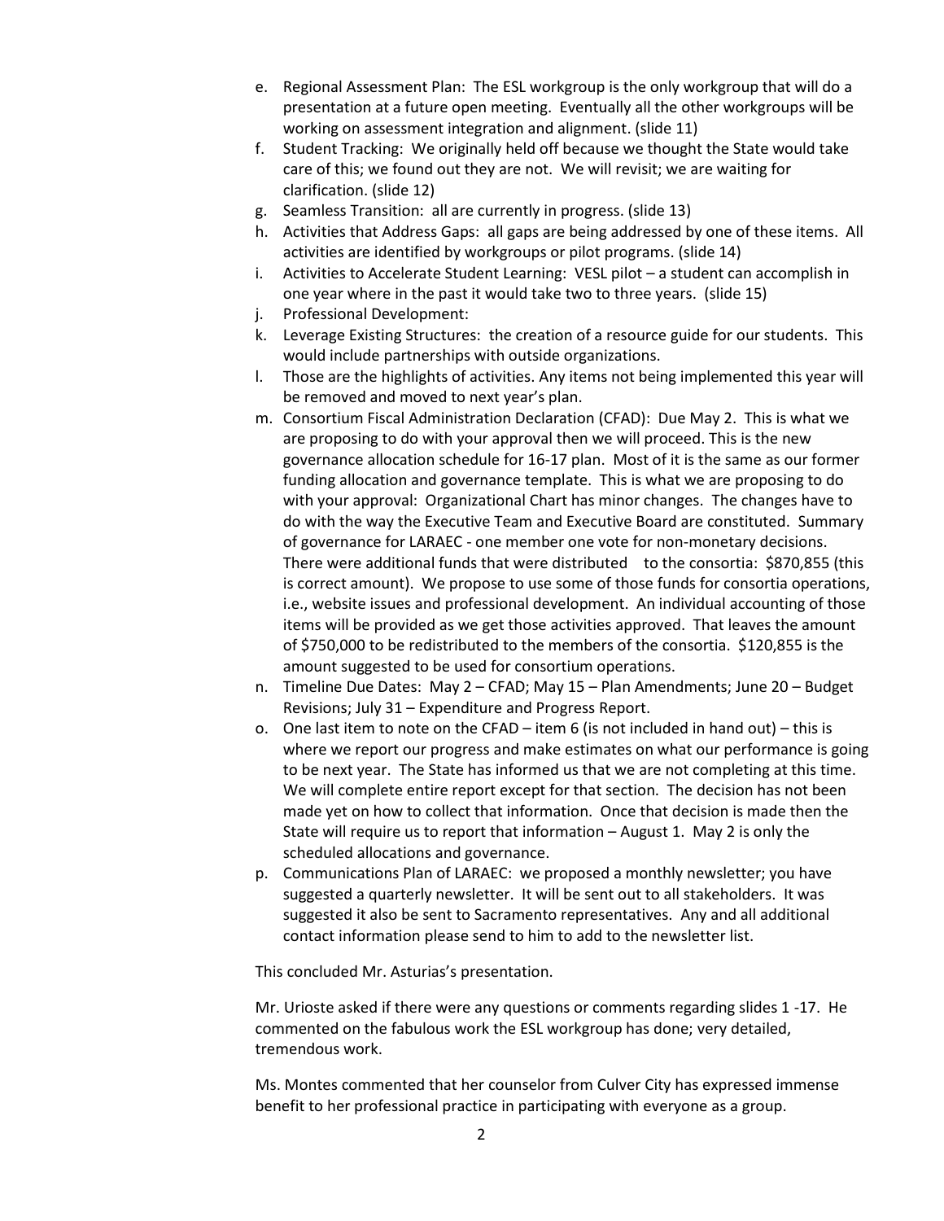e. Regional Assessment Plan: The ESL workgroup is the only workgroup that will do a presentation at a future open meeting. Eventually all the other workgroups will be working on assessment integration and alignment. (slide 11)
f. Student Tracking: We originally held off because we thought the State would take care of this; we found out they are not. We will revisit; we are waiting for clarification. (slide 12)
g. Seamless Transition: all are currently in progress. (slide 13)
h. Activities that Address Gaps: all gaps are being addressed by one of these items. All activities are identified by workgroups or pilot programs. (slide 14)
i. Activities to Accelerate Student Learning: VESL pilot – a student can accomplish in one year where in the past it would take two to three years. (slide 15)
j. Professional Development:
k. Leverage Existing Structures: the creation of a resource guide for our students. This would include partnerships with outside organizations.
l. Those are the highlights of activities. Any items not being implemented this year will be removed and moved to next year's plan.
m. Consortium Fiscal Administration Declaration (CFAD): Due May 2. This is what we are proposing to do with your approval then we will proceed. This is the new governance allocation schedule for 16-17 plan. Most of it is the same as our former funding allocation and governance template. This is what we are proposing to do with your approval: Organizational Chart has minor changes. The changes have to do with the way the Executive Team and Executive Board are constituted. Summary of governance for LARAEC - one member one vote for non-monetary decisions. There were additional funds that were distributed to the consortia: $870,855 (this is correct amount). We propose to use some of those funds for consortia operations, i.e., website issues and professional development. An individual accounting of those items will be provided as we get those activities approved. That leaves the amount of $750,000 to be redistributed to the members of the consortia. $120,855 is the amount suggested to be used for consortium operations.
n. Timeline Due Dates: May 2 – CFAD; May 15 – Plan Amendments; June 20 – Budget Revisions; July 31 – Expenditure and Progress Report.
o. One last item to note on the CFAD – item 6 (is not included in hand out) – this is where we report our progress and make estimates on what our performance is going to be next year. The State has informed us that we are not completing at this time. We will complete entire report except for that section. The decision has not been made yet on how to collect that information. Once that decision is made then the State will require us to report that information – August 1. May 2 is only the scheduled allocations and governance.
p. Communications Plan of LARAEC: we proposed a monthly newsletter; you have suggested a quarterly newsletter. It will be sent out to all stakeholders. It was suggested it also be sent to Sacramento representatives. Any and all additional contact information please send to him to add to the newsletter list.

This concluded Mr. Asturias's presentation.

Mr. Urioste asked if there were any questions or comments regarding slides 1 -17. He commented on the fabulous work the ESL workgroup has done; very detailed, tremendous work.

Ms. Montes commented that her counselor from Culver City has expressed immense benefit to her professional practice in participating with everyone as a group.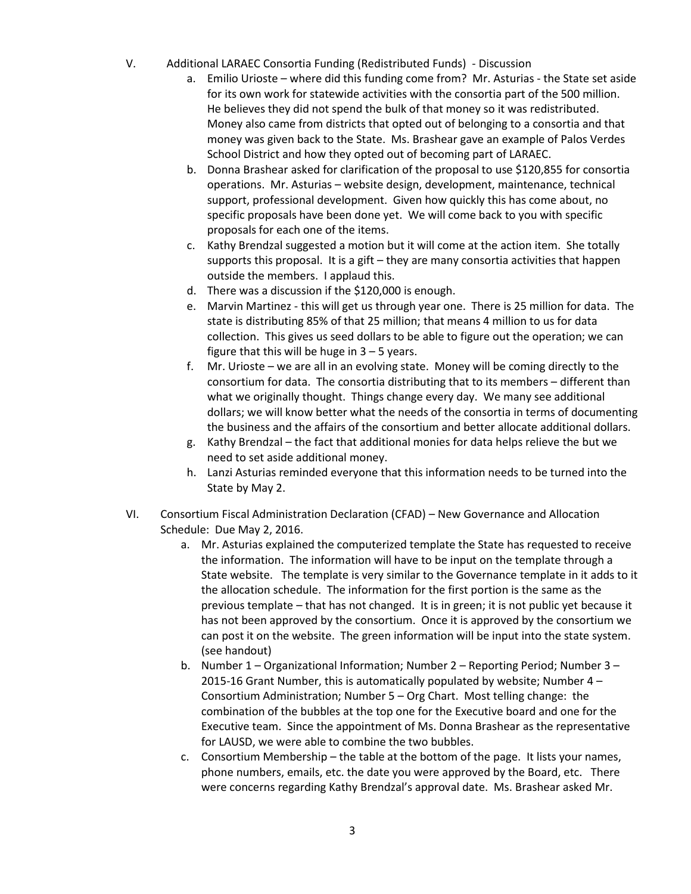V. Additional LARAEC Consortia Funding (Redistributed Funds) - Discussion

a. Emilio Urioste – where did this funding come from? Mr. Asturias - the State set aside for its own work for statewide activities with the consortia part of the 500 million. He believes they did not spend the bulk of that money so it was redistributed. Money also came from districts that opted out of belonging to a consortia and that money was given back to the State. Ms. Brashear gave an example of Palos Verdes School District and how they opted out of becoming part of LARAEC.

b. Donna Brashear asked for clarification of the proposal to use $120,855 for consortia operations. Mr. Asturias – website design, development, maintenance, technical support, professional development. Given how quickly this has come about, no specific proposals have been done yet. We will come back to you with specific proposals for each one of the items.

c. Kathy Brendzal suggested a motion but it will come at the action item. She totally supports this proposal. It is a gift – they are many consortia activities that happen outside the members. I applaud this.

d. There was a discussion if the $120,000 is enough.

e. Marvin Martinez - this will get us through year one. There is 25 million for data. The state is distributing 85% of that 25 million; that means 4 million to us for data collection. This gives us seed dollars to be able to figure out the operation; we can figure that this will be huge in 3 – 5 years.

f. Mr. Urioste – we are all in an evolving state. Money will be coming directly to the consortium for data. The consortia distributing that to its members – different than what we originally thought. Things change every day. We many see additional dollars; we will know better what the needs of the consortia in terms of documenting the business and the affairs of the consortium and better allocate additional dollars.

g. Kathy Brendzal – the fact that additional monies for data helps relieve the but we need to set aside additional money.

h. Lanzi Asturias reminded everyone that this information needs to be turned into the State by May 2.

VI. Consortium Fiscal Administration Declaration (CFAD) – New Governance and Allocation Schedule: Due May 2, 2016.

a. Mr. Asturias explained the computerized template the State has requested to receive the information. The information will have to be input on the template through a State website. The template is very similar to the Governance template in it adds to it the allocation schedule. The information for the first portion is the same as the previous template – that has not changed. It is in green; it is not public yet because it has not been approved by the consortium. Once it is approved by the consortium we can post it on the website. The green information will be input into the state system. (see handout)

b. Number 1 – Organizational Information; Number 2 – Reporting Period; Number 3 – 2015-16 Grant Number, this is automatically populated by website; Number 4 – Consortium Administration; Number 5 – Org Chart. Most telling change: the combination of the bubbles at the top one for the Executive board and one for the Executive team. Since the appointment of Ms. Donna Brashear as the representative for LAUSD, we were able to combine the two bubbles.

c. Consortium Membership – the table at the bottom of the page. It lists your names, phone numbers, emails, etc. the date you were approved by the Board, etc. There were concerns regarding Kathy Brendzal's approval date. Ms. Brashear asked Mr.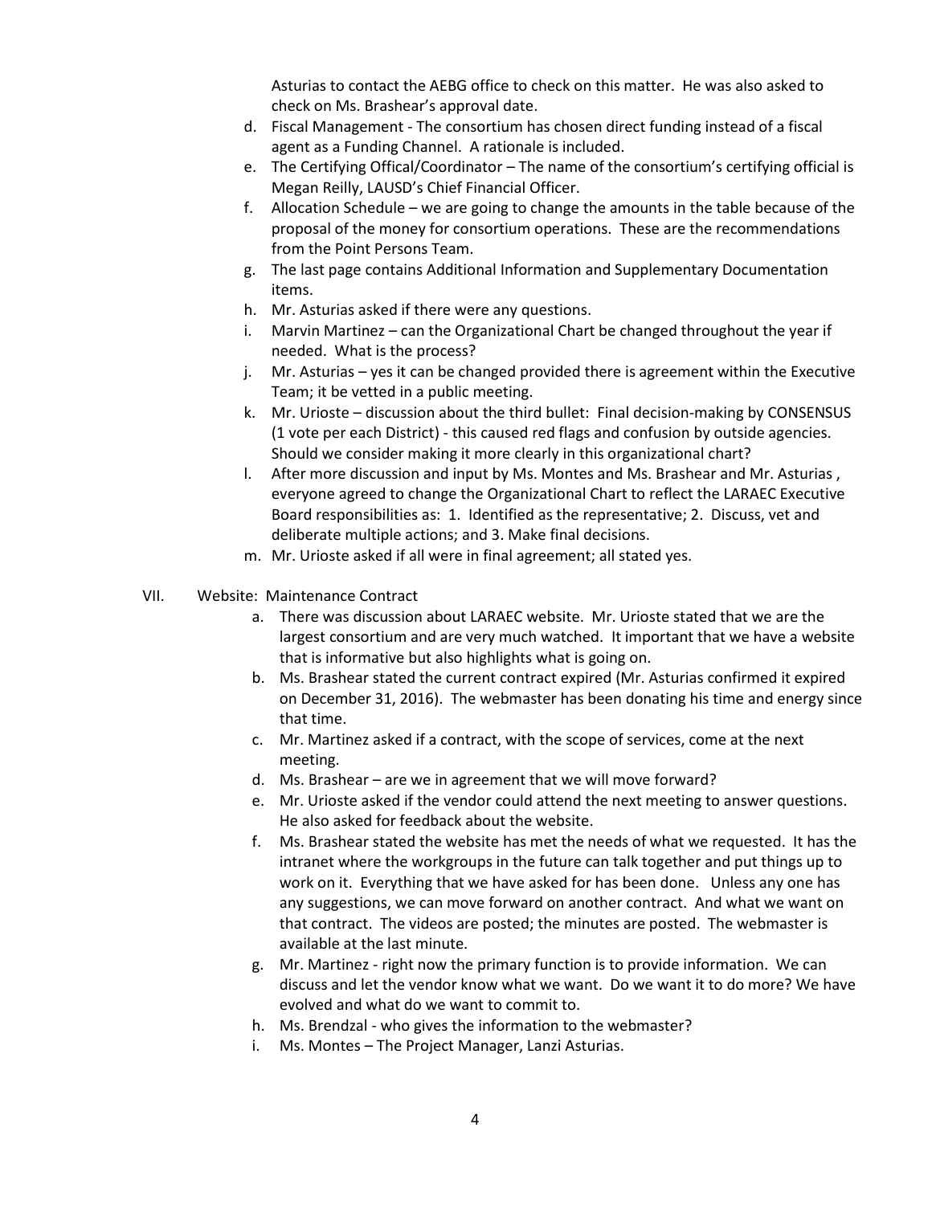Asturias to contact the AEBG office to check on this matter. He was also asked to check on Ms. Brashear's approval date.

d. Fiscal Management - The consortium has chosen direct funding instead of a fiscal agent as a Funding Channel. A rationale is included.
e. The Certifying Offical/Coordinator – The name of the consortium's certifying official is Megan Reilly, LAUSD's Chief Financial Officer.
f. Allocation Schedule – we are going to change the amounts in the table because of the proposal of the money for consortium operations. These are the recommendations from the Point Persons Team.
g. The last page contains Additional Information and Supplementary Documentation items.
h. Mr. Asturias asked if there were any questions.
i. Marvin Martinez – can the Organizational Chart be changed throughout the year if needed. What is the process?
j. Mr. Asturias – yes it can be changed provided there is agreement within the Executive Team; it be vetted in a public meeting.
k. Mr. Urioste – discussion about the third bullet: Final decision-making by CONSENSUS (1 vote per each District) - this caused red flags and confusion by outside agencies. Should we consider making it more clearly in this organizational chart?
l. After more discussion and input by Ms. Montes and Ms. Brashear and Mr. Asturias , everyone agreed to change the Organizational Chart to reflect the LARAEC Executive Board responsibilities as: 1. Identified as the representative; 2. Discuss, vet and deliberate multiple actions; and 3. Make final decisions.
m. Mr. Urioste asked if all were in final agreement; all stated yes.

VII. Website: Maintenance Contract

a. There was discussion about LARAEC website. Mr. Urioste stated that we are the largest consortium and are very much watched. It important that we have a website that is informative but also highlights what is going on.
b. Ms. Brashear stated the current contract expired (Mr. Asturias confirmed it expired on December 31, 2016). The webmaster has been donating his time and energy since that time.
c. Mr. Martinez asked if a contract, with the scope of services, come at the next meeting.
d. Ms. Brashear – are we in agreement that we will move forward?
e. Mr. Urioste asked if the vendor could attend the next meeting to answer questions. He also asked for feedback about the website.
f. Ms. Brashear stated the website has met the needs of what we requested. It has the intranet where the workgroups in the future can talk together and put things up to work on it. Everything that we have asked for has been done. Unless any one has any suggestions, we can move forward on another contract. And what we want on that contract. The videos are posted; the minutes are posted. The webmaster is available at the last minute.
g. Mr. Martinez - right now the primary function is to provide information. We can discuss and let the vendor know what we want. Do we want it to do more? We have evolved and what do we want to commit to.
h. Ms. Brendzal - who gives the information to the webmaster?
i. Ms. Montes – The Project Manager, Lanzi Asturias.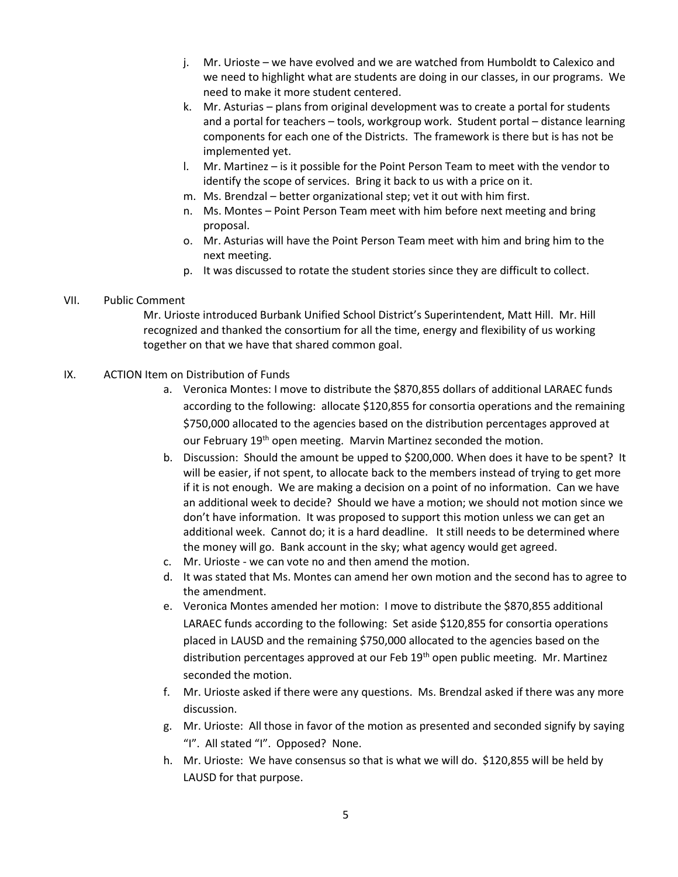j. Mr. Urioste – we have evolved and we are watched from Humboldt to Calexico and we need to highlight what are students are doing in our classes, in our programs. We need to make it more student centered.
k. Mr. Asturias – plans from original development was to create a portal for students and a portal for teachers – tools, workgroup work. Student portal – distance learning components for each one of the Districts. The framework is there but is has not be implemented yet.
l. Mr. Martinez – is it possible for the Point Person Team to meet with the vendor to identify the scope of services. Bring it back to us with a price on it.
m. Ms. Brendzal – better organizational step; vet it out with him first.
n. Ms. Montes – Point Person Team meet with him before next meeting and bring proposal.
o. Mr. Asturias will have the Point Person Team meet with him and bring him to the next meeting.
p. It was discussed to rotate the student stories since they are difficult to collect.

VII. Public Comment

Mr. Urioste introduced Burbank Unified School District's Superintendent, Matt Hill. Mr. Hill recognized and thanked the consortium for all the time, energy and flexibility of us working together on that we have that shared common goal.

IX. ACTION Item on Distribution of Funds

a. Veronica Montes: I move to distribute the $870,855 dollars of additional LARAEC funds according to the following: allocate $120,855 for consortia operations and the remaining $750,000 allocated to the agencies based on the distribution percentages approved at our February 19th open meeting. Marvin Martinez seconded the motion.
b. Discussion: Should the amount be upped to $200,000. When does it have to be spent? It will be easier, if not spent, to allocate back to the members instead of trying to get more if it is not enough. We are making a decision on a point of no information. Can we have an additional week to decide? Should we have a motion; we should not motion since we don't have information. It was proposed to support this motion unless we can get an additional week. Cannot do; it is a hard deadline. It still needs to be determined where the money will go. Bank account in the sky; what agency would get agreed.
c. Mr. Urioste - we can vote no and then amend the motion.
d. It was stated that Ms. Montes can amend her own motion and the second has to agree to the amendment.
e. Veronica Montes amended her motion: I move to distribute the $870,855 additional LARAEC funds according to the following: Set aside $120,855 for consortia operations placed in LAUSD and the remaining $750,000 allocated to the agencies based on the distribution percentages approved at our Feb 19th open public meeting. Mr. Martinez seconded the motion.
f. Mr. Urioste asked if there were any questions. Ms. Brendzal asked if there was any more discussion.
g. Mr. Urioste: All those in favor of the motion as presented and seconded signify by saying "I". All stated "I". Opposed? None.
h. Mr. Urioste: We have consensus so that is what we will do. $120,855 will be held by LAUSD for that purpose.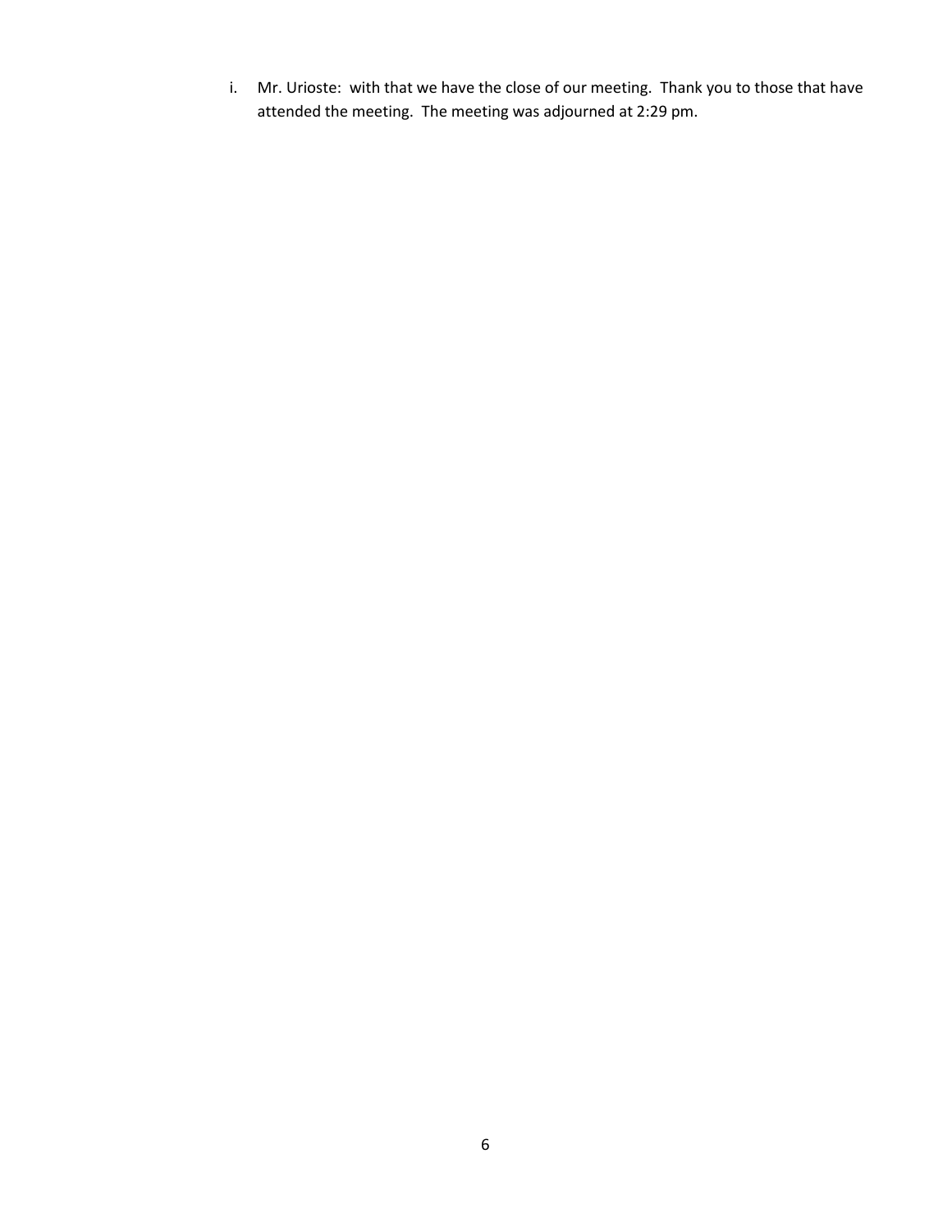i. Mr. Urioste: with that we have the close of our meeting. Thank you to those that have attended the meeting. The meeting was adjourned at 2:29 pm.